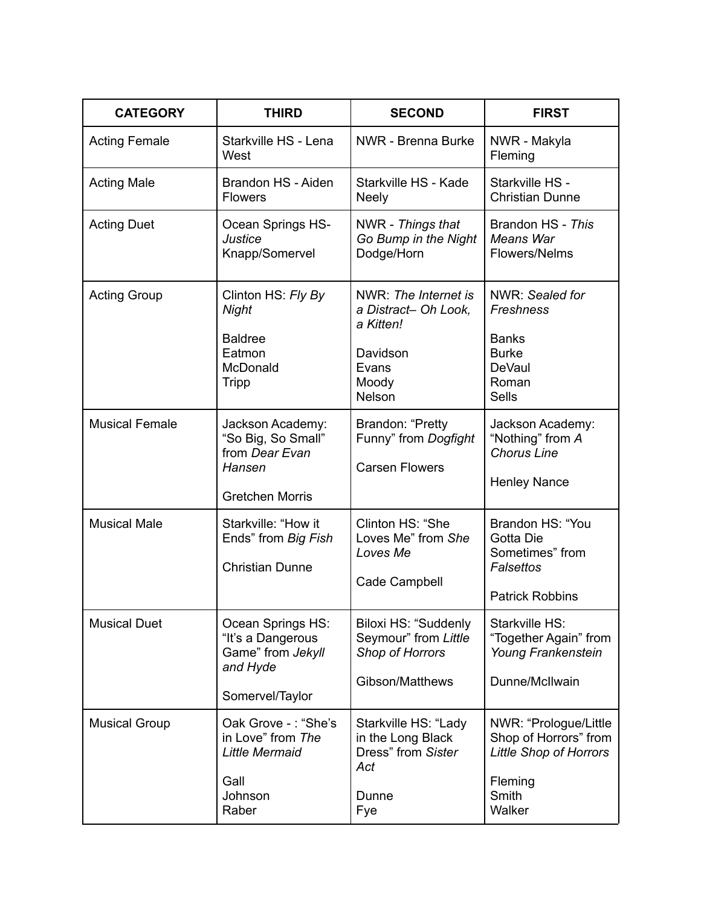| CATEGORY | THIRD | SECOND | FIRST |
| --- | --- | --- | --- |
| Acting Female | Starkville HS - Lena West | NWR - Brenna Burke | NWR - Makyla Fleming |
| Acting Male | Brandon HS - Aiden Flowers | Starkville HS - Kade Neely | Starkville HS - Christian Dunne |
| Acting Duet | Ocean Springs HS- *Justice* Knapp/Somervel | NWR - *Things that Go Bump in the Night* Dodge/Horn | Brandon HS - *This Means War* Flowers/Nelms |
| Acting Group | Clinton HS: *Fly By Night*<br><br>Baldree<br>Eatmon<br>McDonald<br>Tripp | NWR: *The Internet is a Distract– Oh Look, a Kitten!*<br><br>Davidson<br>Evans<br>Moody<br>Nelson | NWR: *Sealed for Freshness*<br><br>Banks<br>Burke<br>DeVaul<br>Roman<br>Sells |
| Musical Female | Jackson Academy: "So Big, So Small" from *Dear Evan Hansen*<br><br>Gretchen Morris | Brandon: "Pretty Funny" from *Dogfight*<br><br>Carsen Flowers | Jackson Academy: "Nothing" from *A Chorus Line*<br><br>Henley Nance |
| Musical Male | Starkville: "How it Ends" from *Big Fish*<br><br>Christian Dunne | Clinton HS: "She Loves Me" from *She Loves Me*<br><br>Cade Campbell | Brandon HS: "You Gotta Die Sometimes" from *Falsettos*<br><br>Patrick Robbins |
| Musical Duet | Ocean Springs HS: "It's a Dangerous Game" from *Jekyll and Hyde*<br><br>Somervel/Taylor | Biloxi HS: "Suddenly Seymour" from *Little Shop of Horrors*<br><br>Gibson/Matthews | Starkville HS: "Together Again" from *Young Frankenstein*<br><br>Dunne/McIlwain |
| Musical Group | Oak Grove - : "She's in Love" from *The Little Mermaid*<br><br>Gall<br>Johnson<br>Raber | Starkville HS: "Lady in the Long Black Dress" from *Sister Act*<br><br>Dunne<br>Fye | NWR: "Prologue/Little Shop of Horrors" from *Little Shop of Horrors*<br><br>Fleming<br>Smith<br>Walker |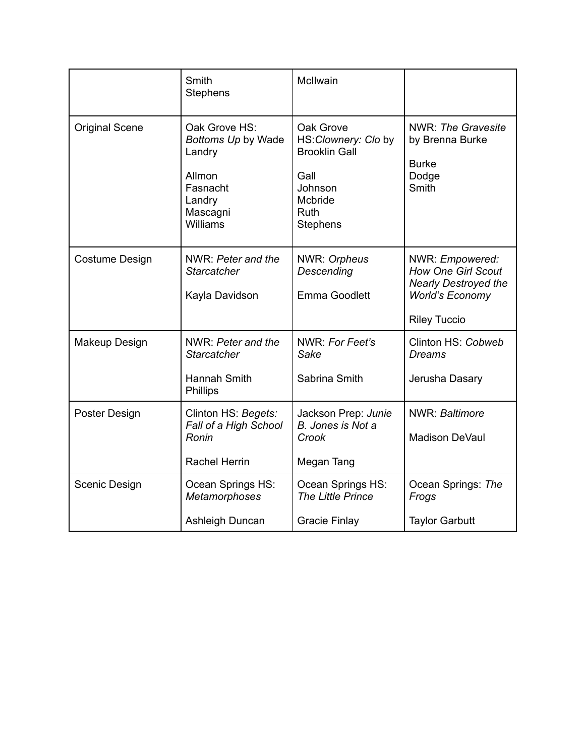| | | | |
|---|---|---|---|
| | Smith<br>Stephens | McIlwain | |
| Original Scene | Oak Grove HS: *Bottoms Up* by Wade Landry<br><br>Allmon<br>Fasnacht<br>Landry<br>Mascagni<br>Williams | Oak Grove HS:*Clownery: Clo* by Brooklin Gall<br><br>Gall<br>Johnson<br>Mcbride<br>Ruth<br>Stephens | NWR: *The Gravesite* by Brenna Burke<br><br>Burke<br>Dodge<br>Smith |
| Costume Design | NWR: *Peter and the Starcatcher*<br><br>Kayla Davidson | NWR: *Orpheus Descending*<br><br>Emma Goodlett | NWR: *Empowered: How One Girl Scout Nearly Destroyed the World's Economy*<br><br>Riley Tuccio |
| Makeup Design | NWR: *Peter and the Starcatcher*<br><br>Hannah Smith Phillips | NWR: *For Feet's Sake*<br><br>Sabrina Smith | Clinton HS: *Cobweb Dreams*<br><br>Jerusha Dasary |
| Poster Design | Clinton HS: *Begets: Fall of a High School Ronin*<br><br>Rachel Herrin | Jackson Prep: *Junie B. Jones is Not a Crook*<br><br>Megan Tang | NWR: *Baltimore*<br><br>Madison DeVaul |
| Scenic Design | Ocean Springs HS: *Metamorphoses*<br><br>Ashleigh Duncan | Ocean Springs HS: *The Little Prince*<br><br>Gracie Finlay | Ocean Springs: *The Frogs*<br><br>Taylor Garbutt |